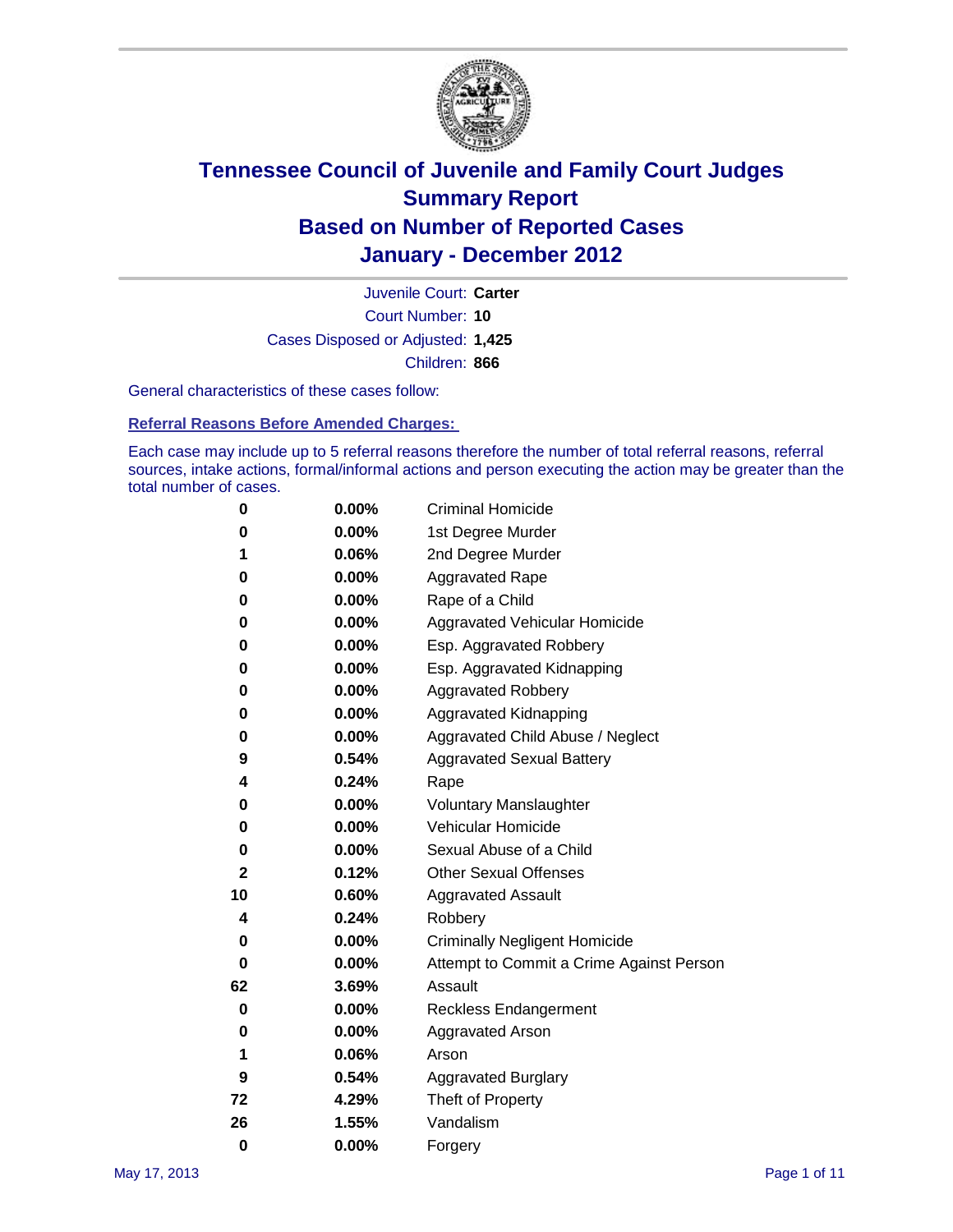# Tennessee Council of Juvenile and Family Court Judges
## Summary Report
## Based on Number of Reported Cases
## January - December 2012

Juvenile Court: **Carter**

Court Number: **10**

Cases Disposed or Adjusted: **1,425**

Children: **866**

General characteristics of these cases follow:

### Referral Reasons Before Amended Charges:

Each case may include up to 5 referral reasons therefore the number of total referral reasons, referral sources, intake actions, formal/informal actions and person executing the action may be greater than the total number of cases.

| Count | Percent | Referral Reason |
|---|---|---|
| 0 | 0.00% | Criminal Homicide |
| 0 | 0.00% | 1st Degree Murder |
| 1 | 0.06% | 2nd Degree Murder |
| 0 | 0.00% | Aggravated Rape |
| 0 | 0.00% | Rape of a Child |
| 0 | 0.00% | Aggravated Vehicular Homicide |
| 0 | 0.00% | Esp. Aggravated Robbery |
| 0 | 0.00% | Esp. Aggravated Kidnapping |
| 0 | 0.00% | Aggravated Robbery |
| 0 | 0.00% | Aggravated Kidnapping |
| 0 | 0.00% | Aggravated Child Abuse / Neglect |
| 9 | 0.54% | Aggravated Sexual Battery |
| 4 | 0.24% | Rape |
| 0 | 0.00% | Voluntary Manslaughter |
| 0 | 0.00% | Vehicular Homicide |
| 0 | 0.00% | Sexual Abuse of a Child |
| 2 | 0.12% | Other Sexual Offenses |
| 10 | 0.60% | Aggravated Assault |
| 4 | 0.24% | Robbery |
| 0 | 0.00% | Criminally Negligent Homicide |
| 0 | 0.00% | Attempt to Commit a Crime Against Person |
| 62 | 3.69% | Assault |
| 0 | 0.00% | Reckless Endangerment |
| 0 | 0.00% | Aggravated Arson |
| 1 | 0.06% | Arson |
| 9 | 0.54% | Aggravated Burglary |
| 72 | 4.29% | Theft of Property |
| 26 | 1.55% | Vandalism |
| 0 | 0.00% | Forgery |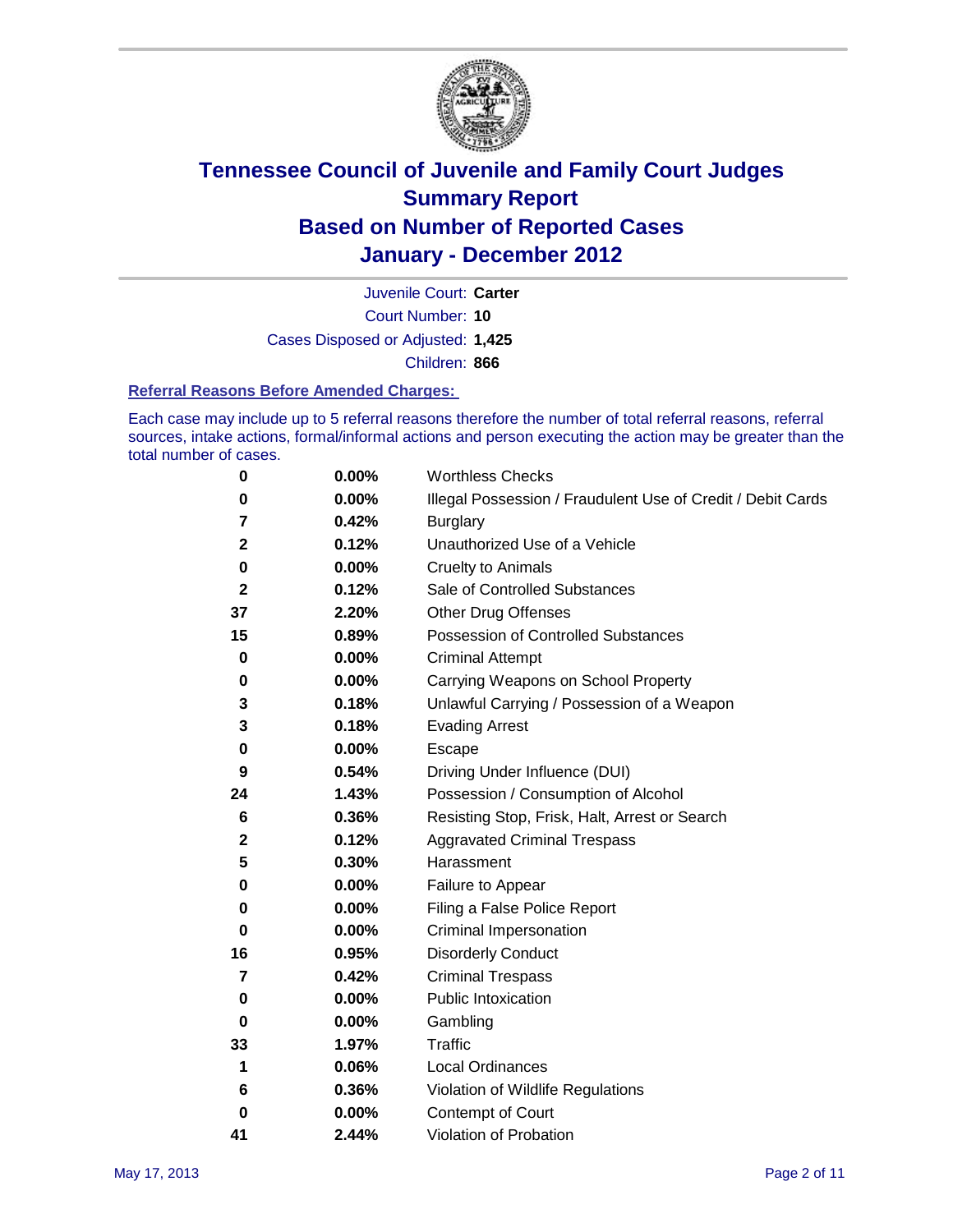# Tennessee Council of Juvenile and Family Court Judges
# Summary Report
# Based on Number of Reported Cases
# January - December 2012

Juvenile Court: **Carter**

Court Number: **10**

Cases Disposed or Adjusted: **1,425**

Children: **866**

### Referral Reasons Before Amended Charges:

Each case may include up to 5 referral reasons therefore the number of total referral reasons, referral sources, intake actions, formal/informal actions and person executing the action may be greater than the total number of cases.

| | | |
|---|---|---|
| 0 | 0.00% | Worthless Checks |
| 0 | 0.00% | Illegal Possession / Fraudulent Use of Credit / Debit Cards |
| 7 | 0.42% | Burglary |
| 2 | 0.12% | Unauthorized Use of a Vehicle |
| 0 | 0.00% | Cruelty to Animals |
| 2 | 0.12% | Sale of Controlled Substances |
| 37 | 2.20% | Other Drug Offenses |
| 15 | 0.89% | Possession of Controlled Substances |
| 0 | 0.00% | Criminal Attempt |
| 0 | 0.00% | Carrying Weapons on School Property |
| 3 | 0.18% | Unlawful Carrying / Possession of a Weapon |
| 3 | 0.18% | Evading Arrest |
| 0 | 0.00% | Escape |
| 9 | 0.54% | Driving Under Influence (DUI) |
| 24 | 1.43% | Possession / Consumption of Alcohol |
| 6 | 0.36% | Resisting Stop, Frisk, Halt, Arrest or Search |
| 2 | 0.12% | Aggravated Criminal Trespass |
| 5 | 0.30% | Harassment |
| 0 | 0.00% | Failure to Appear |
| 0 | 0.00% | Filing a False Police Report |
| 0 | 0.00% | Criminal Impersonation |
| 16 | 0.95% | Disorderly Conduct |
| 7 | 0.42% | Criminal Trespass |
| 0 | 0.00% | Public Intoxication |
| 0 | 0.00% | Gambling |
| 33 | 1.97% | Traffic |
| 1 | 0.06% | Local Ordinances |
| 6 | 0.36% | Violation of Wildlife Regulations |
| 0 | 0.00% | Contempt of Court |
| 41 | 2.44% | Violation of Probation |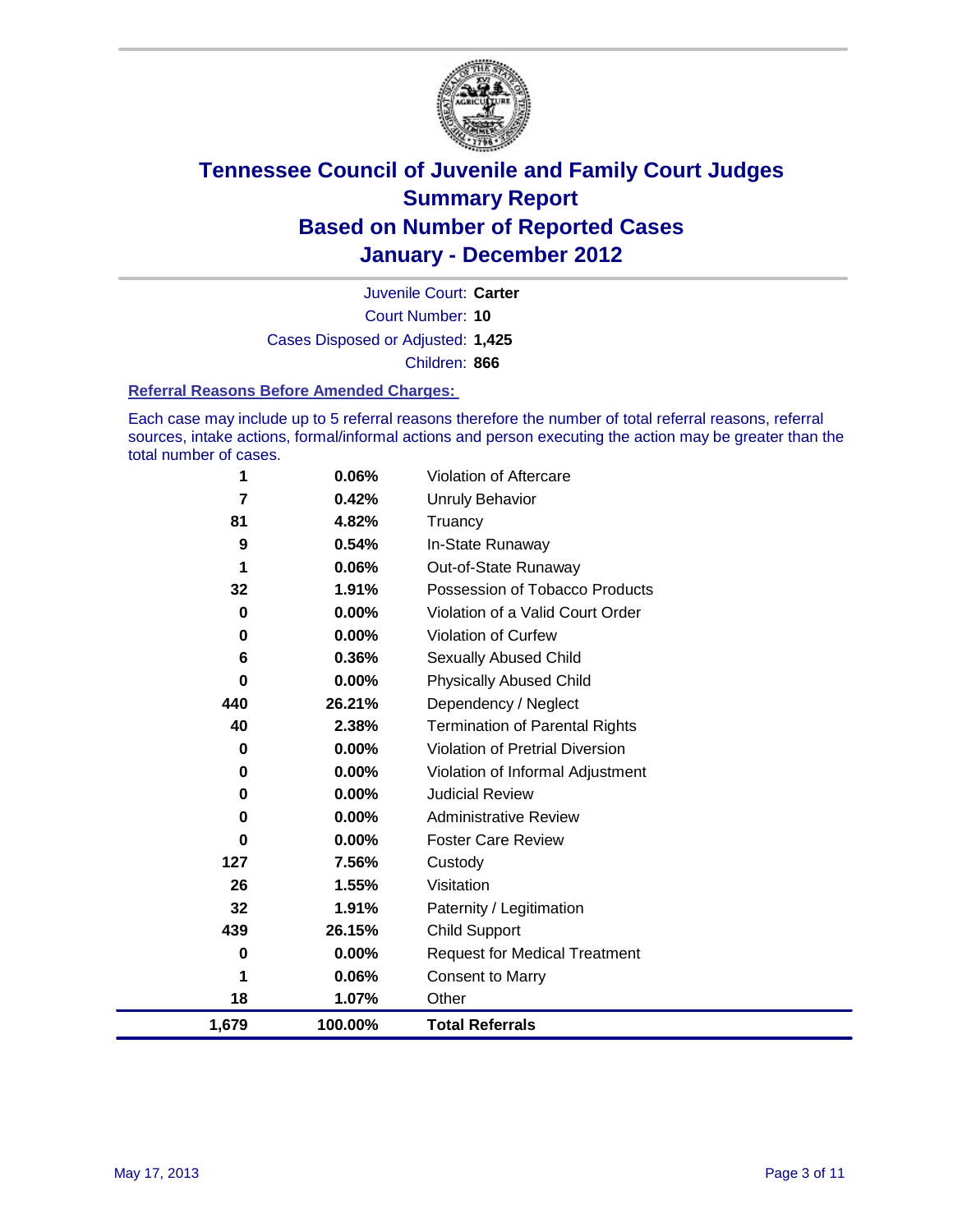# Tennessee Council of Juvenile and Family Court Judges
# Summary Report
# Based on Number of Reported Cases
# January - December 2012

Juvenile Court: **Carter**

Court Number: **10**

Cases Disposed or Adjusted: **1,425**

Children: **866**

### Referral Reasons Before Amended Charges:

Each case may include up to 5 referral reasons therefore the number of total referral reasons, referral sources, intake actions, formal/informal actions and person executing the action may be greater than the total number of cases.

| | | |
|---|---|---|
| 1 | 0.06% | Violation of Aftercare |
| 7 | 0.42% | Unruly Behavior |
| 81 | 4.82% | Truancy |
| 9 | 0.54% | In-State Runaway |
| 1 | 0.06% | Out-of-State Runaway |
| 32 | 1.91% | Possession of Tobacco Products |
| 0 | 0.00% | Violation of a Valid Court Order |
| 0 | 0.00% | Violation of Curfew |
| 6 | 0.36% | Sexually Abused Child |
| 0 | 0.00% | Physically Abused Child |
| 440 | 26.21% | Dependency / Neglect |
| 40 | 2.38% | Termination of Parental Rights |
| 0 | 0.00% | Violation of Pretrial Diversion |
| 0 | 0.00% | Violation of Informal Adjustment |
| 0 | 0.00% | Judicial Review |
| 0 | 0.00% | Administrative Review |
| 0 | 0.00% | Foster Care Review |
| 127 | 7.56% | Custody |
| 26 | 1.55% | Visitation |
| 32 | 1.91% | Paternity / Legitimation |
| 439 | 26.15% | Child Support |
| 0 | 0.00% | Request for Medical Treatment |
| 1 | 0.06% | Consent to Marry |
| 18 | 1.07% | Other |
| **1,679** | **100.00%** | **Total Referrals** |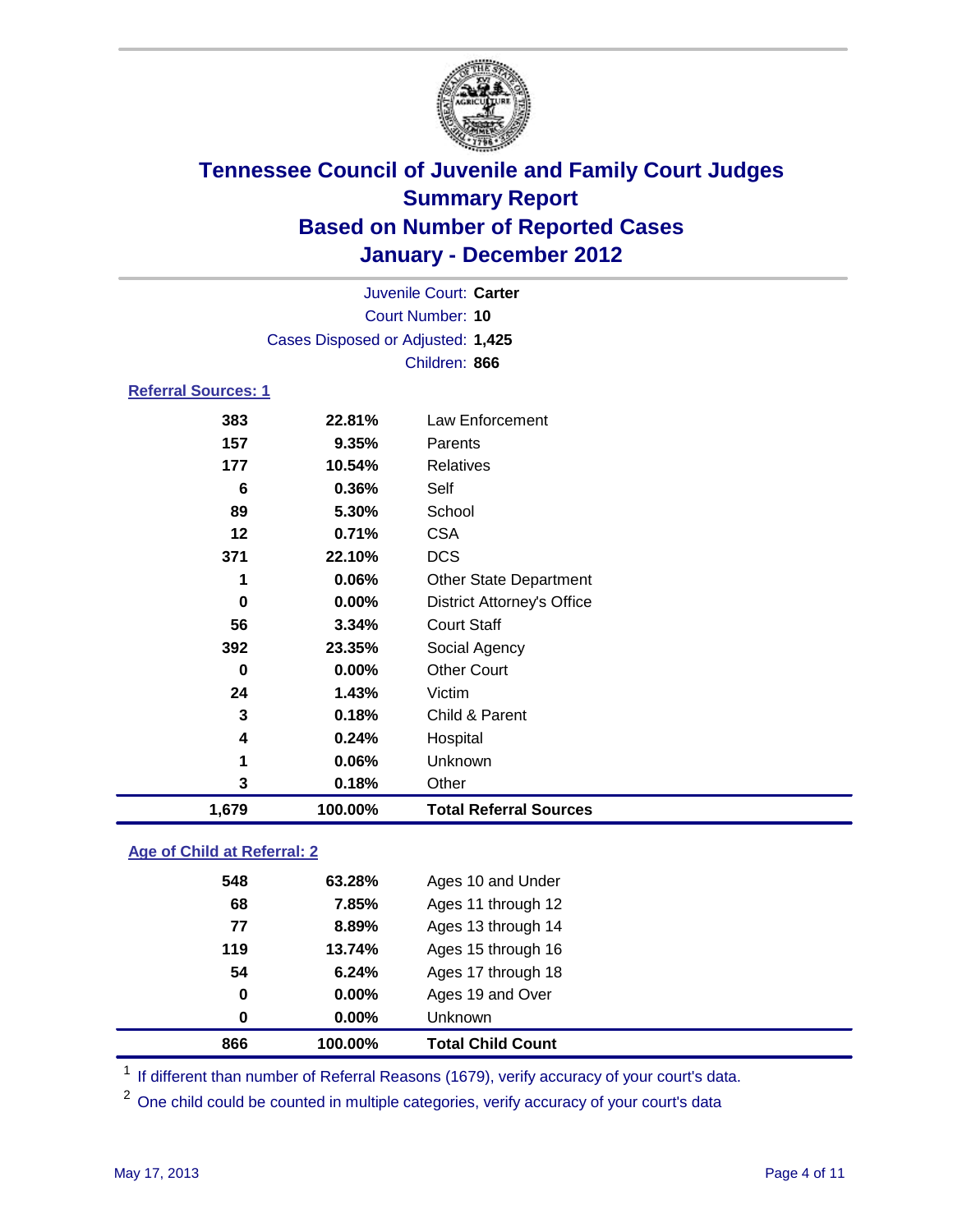# Tennessee Council of Juvenile and Family Court Judges
## Summary Report
## Based on Number of Reported Cases
## January - December 2012

Juvenile Court: **Carter**
Court Number: **10**
Cases Disposed or Adjusted: **1,425**
Children: **866**

### Referral Sources: 1

| | | |
|---|---|---|
| 383 | 22.81% | Law Enforcement |
| 157 | 9.35% | Parents |
| 177 | 10.54% | Relatives |
| 6 | 0.36% | Self |
| 89 | 5.30% | School |
| 12 | 0.71% | CSA |
| 371 | 22.10% | DCS |
| 1 | 0.06% | Other State Department |
| 0 | 0.00% | District Attorney's Office |
| 56 | 3.34% | Court Staff |
| 392 | 23.35% | Social Agency |
| 0 | 0.00% | Other Court |
| 24 | 1.43% | Victim |
| 3 | 0.18% | Child & Parent |
| 4 | 0.24% | Hospital |
| 1 | 0.06% | Unknown |
| 3 | 0.18% | Other |
| **1,679** | **100.00%** | **Total Referral Sources** |

### Age of Child at Referral: 2

| | | |
|---|---|---|
| 548 | 63.28% | Ages 10 and Under |
| 68 | 7.85% | Ages 11 through 12 |
| 77 | 8.89% | Ages 13 through 14 |
| 119 | 13.74% | Ages 15 through 16 |
| 54 | 6.24% | Ages 17 through 18 |
| 0 | 0.00% | Ages 19 and Over |
| 0 | 0.00% | Unknown |
| **866** | **100.00%** | **Total Child Count** |

[1] If different than number of Referral Reasons (1679), verify accuracy of your court's data.

[2] One child could be counted in multiple categories, verify accuracy of your court's data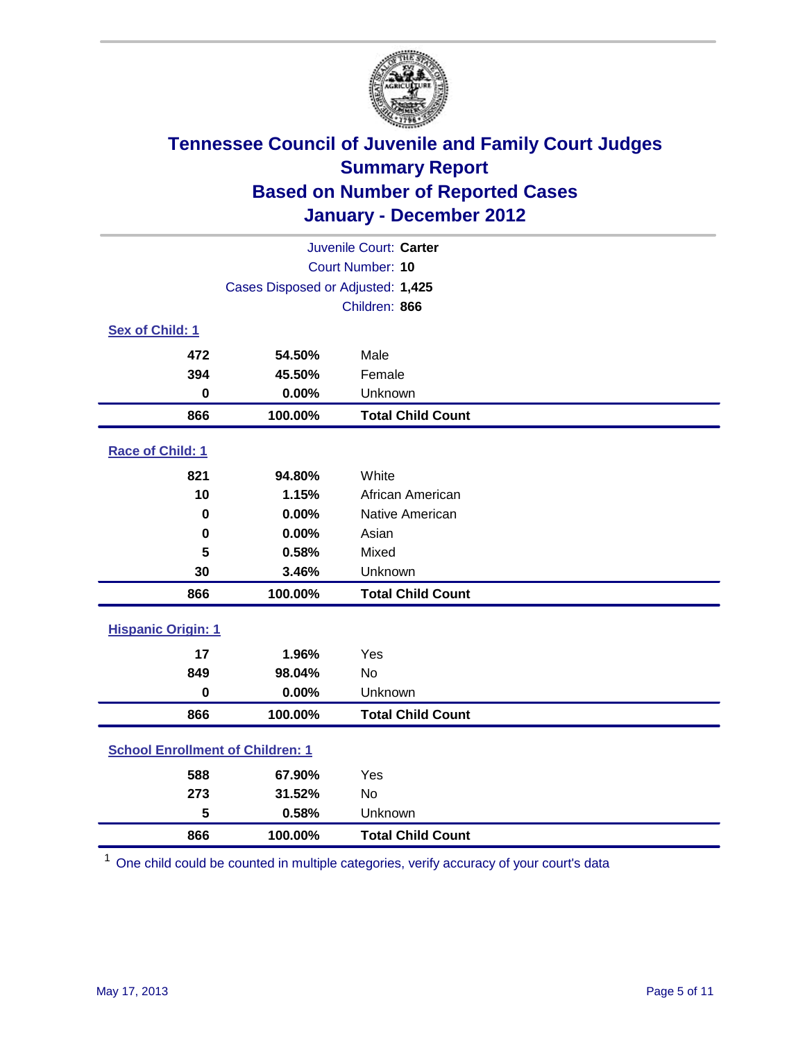# Tennessee Council of Juvenile and Family Court Judges
## Summary Report
## Based on Number of Reported Cases
## January - December 2012

Juvenile Court: **Carter**
Court Number: **10**
Cases Disposed or Adjusted: **1,425**
Children: **866**

### Sex of Child: 1

| | | |
|---|---|---|
| **472** | **54.50%** | Male |
| **394** | **45.50%** | Female |
| **0** | **0.00%** | Unknown |
| **866** | **100.00%** | **Total Child Count** |

### Race of Child: 1

| | | |
|---|---|---|
| **821** | **94.80%** | White |
| **10** | **1.15%** | African American |
| **0** | **0.00%** | Native American |
| **0** | **0.00%** | Asian |
| **5** | **0.58%** | Mixed |
| **30** | **3.46%** | Unknown |
| **866** | **100.00%** | **Total Child Count** |

### Hispanic Origin: 1

| | | |
|---|---|---|
| **17** | **1.96%** | Yes |
| **849** | **98.04%** | No |
| **0** | **0.00%** | Unknown |
| **866** | **100.00%** | **Total Child Count** |

### School Enrollment of Children: 1

| | | |
|---|---|---|
| **588** | **67.90%** | Yes |
| **273** | **31.52%** | No |
| **5** | **0.58%** | Unknown |
| **866** | **100.00%** | **Total Child Count** |

[1] One child could be counted in multiple categories, verify accuracy of your court's data

May 17, 2013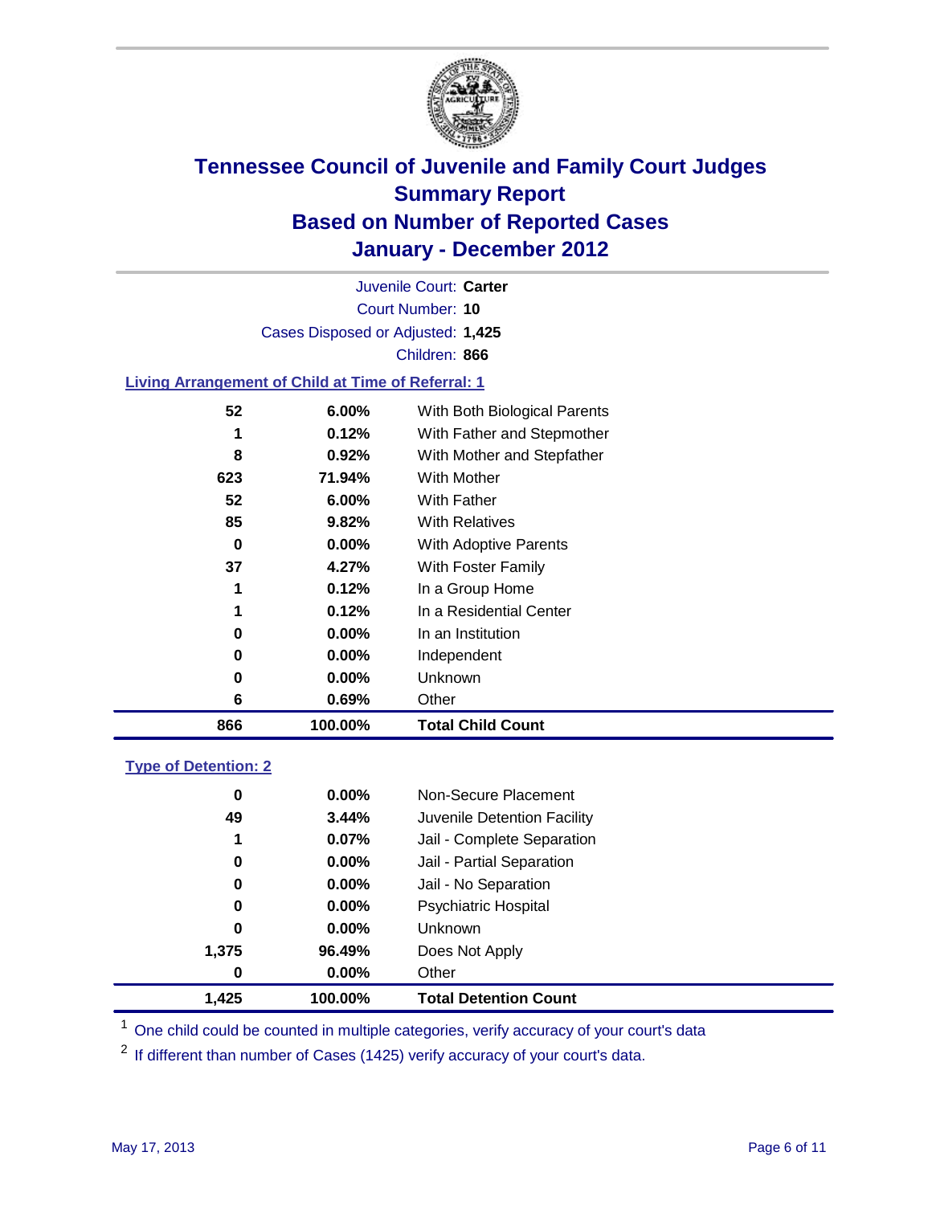# Tennessee Council of Juvenile and Family Court Judges
# Summary Report
# Based on Number of Reported Cases
# January - December 2012

Juvenile Court: **Carter**
Court Number: **10**
Cases Disposed or Adjusted: **1,425**
Children: **866**

## Living Arrangement of Child at Time of Referral: 1

| Count | Percent | Category |
|---|---|---|
| 52 | 6.00% | With Both Biological Parents |
| 1 | 0.12% | With Father and Stepmother |
| 8 | 0.92% | With Mother and Stepfather |
| 623 | 71.94% | With Mother |
| 52 | 6.00% | With Father |
| 85 | 9.82% | With Relatives |
| 0 | 0.00% | With Adoptive Parents |
| 37 | 4.27% | With Foster Family |
| 1 | 0.12% | In a Group Home |
| 1 | 0.12% | In a Residential Center |
| 0 | 0.00% | In an Institution |
| 0 | 0.00% | Independent |
| 0 | 0.00% | Unknown |
| 6 | 0.69% | Other |
| **866** | **100.00%** | **Total Child Count** |

## Type of Detention: 2

| Count | Percent | Category |
|---|---|---|
| 0 | 0.00% | Non-Secure Placement |
| 49 | 3.44% | Juvenile Detention Facility |
| 1 | 0.07% | Jail - Complete Separation |
| 0 | 0.00% | Jail - Partial Separation |
| 0 | 0.00% | Jail - No Separation |
| 0 | 0.00% | Psychiatric Hospital |
| 0 | 0.00% | Unknown |
| 1,375 | 96.49% | Does Not Apply |
| 0 | 0.00% | Other |
| **1,425** | **100.00%** | **Total Detention Count** |

[1] One child could be counted in multiple categories, verify accuracy of your court's data

[2] If different than number of Cases (1425) verify accuracy of your court's data.

May 17, 2013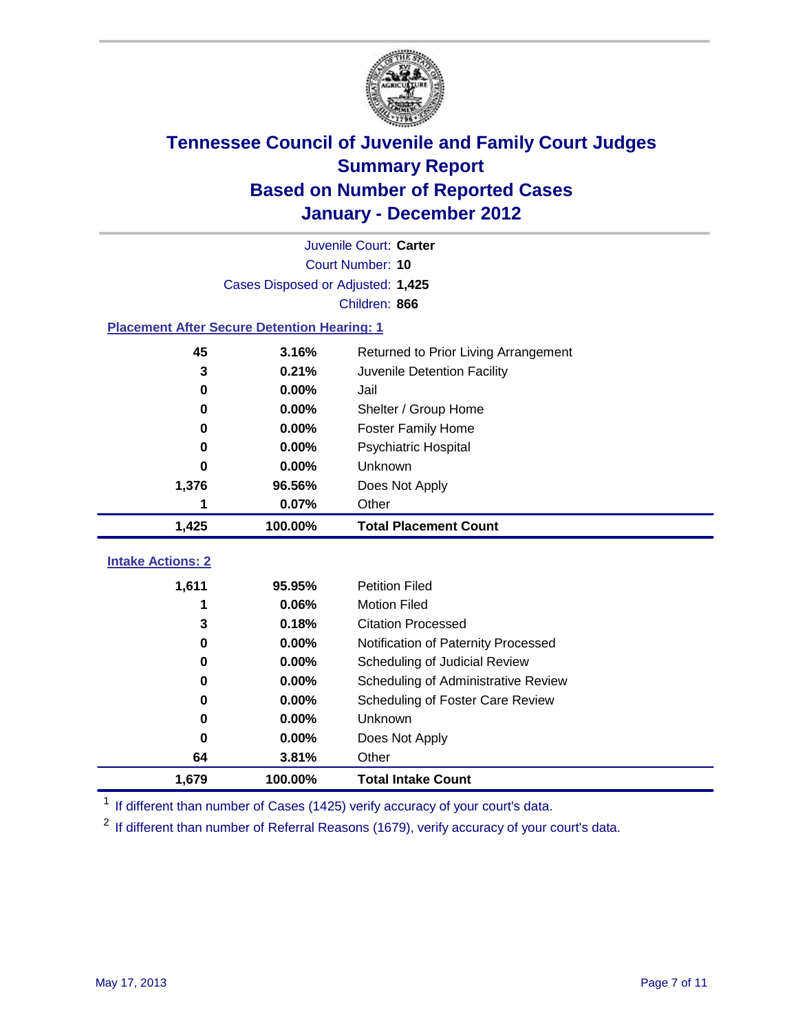# Tennessee Council of Juvenile and Family Court Judges
## Summary Report
## Based on Number of Reported Cases
## January - December 2012

Juvenile Court: **Carter**

Court Number: **10**

Cases Disposed or Adjusted: **1,425**

Children: **866**

### Placement After Secure Detention Hearing: 1

| | | |
|---|---|---|
| 45 | 3.16% | Returned to Prior Living Arrangement |
| 3 | 0.21% | Juvenile Detention Facility |
| 0 | 0.00% | Jail |
| 0 | 0.00% | Shelter / Group Home |
| 0 | 0.00% | Foster Family Home |
| 0 | 0.00% | Psychiatric Hospital |
| 0 | 0.00% | Unknown |
| 1,376 | 96.56% | Does Not Apply |
| 1 | 0.07% | Other |
| **1,425** | **100.00%** | **Total Placement Count** |

### Intake Actions: 2

| | | |
|---|---|---|
| 1,611 | 95.95% | Petition Filed |
| 1 | 0.06% | Motion Filed |
| 3 | 0.18% | Citation Processed |
| 0 | 0.00% | Notification of Paternity Processed |
| 0 | 0.00% | Scheduling of Judicial Review |
| 0 | 0.00% | Scheduling of Administrative Review |
| 0 | 0.00% | Scheduling of Foster Care Review |
| 0 | 0.00% | Unknown |
| 0 | 0.00% | Does Not Apply |
| 64 | 3.81% | Other |
| **1,679** | **100.00%** | **Total Intake Count** |

[1] If different than number of Cases (1425) verify accuracy of your court's data.

[2] If different than number of Referral Reasons (1679), verify accuracy of your court's data.

May 17, 2013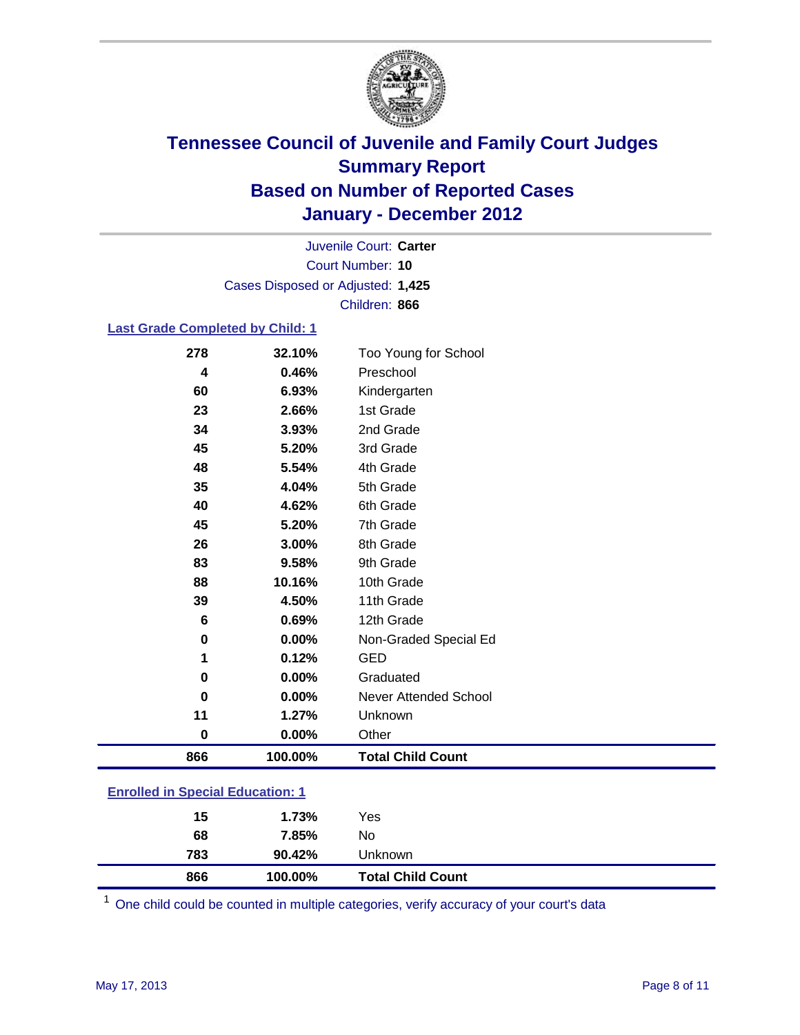# Tennessee Council of Juvenile and Family Court Judges
## Summary Report
## Based on Number of Reported Cases
## January - December 2012

Juvenile Court: **Carter**
Court Number: **10**
Cases Disposed or Adjusted: **1,425**
Children: **866**

### Last Grade Completed by Child: 1

| | | |
|---|---|---|
| 278 | 32.10% | Too Young for School |
| 4 | 0.46% | Preschool |
| 60 | 6.93% | Kindergarten |
| 23 | 2.66% | 1st Grade |
| 34 | 3.93% | 2nd Grade |
| 45 | 5.20% | 3rd Grade |
| 48 | 5.54% | 4th Grade |
| 35 | 4.04% | 5th Grade |
| 40 | 4.62% | 6th Grade |
| 45 | 5.20% | 7th Grade |
| 26 | 3.00% | 8th Grade |
| 83 | 9.58% | 9th Grade |
| 88 | 10.16% | 10th Grade |
| 39 | 4.50% | 11th Grade |
| 6 | 0.69% | 12th Grade |
| 0 | 0.00% | Non-Graded Special Ed |
| 1 | 0.12% | GED |
| 0 | 0.00% | Graduated |
| 0 | 0.00% | Never Attended School |
| 11 | 1.27% | Unknown |
| 0 | 0.00% | Other |
| **866** | **100.00%** | **Total Child Count** |

### Enrolled in Special Education: 1

| | | |
|---|---|---|
| 15 | 1.73% | Yes |
| 68 | 7.85% | No |
| 783 | 90.42% | Unknown |
| **866** | **100.00%** | **Total Child Count** |

[1] One child could be counted in multiple categories, verify accuracy of your court's data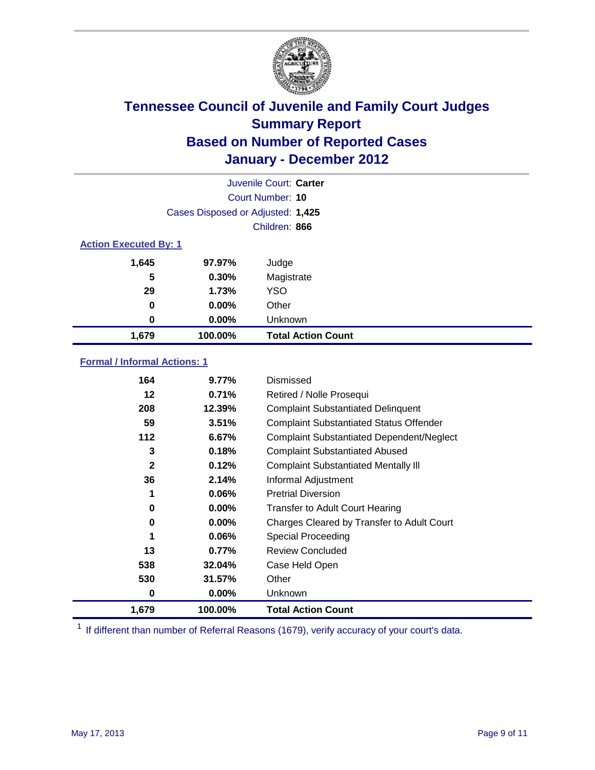# Tennessee Council of Juvenile and Family Court Judges
## Summary Report
## Based on Number of Reported Cases
## January - December 2012

Juvenile Court: **Carter**
Court Number: **10**
Cases Disposed or Adjusted: **1,425**
Children: **866**

### Action Executed By: 1

| Count | Percent | Action |
|---|---|---|
| 1,645 | 97.97% | Judge |
| 5 | 0.30% | Magistrate |
| 29 | 1.73% | YSO |
| 0 | 0.00% | Other |
| 0 | 0.00% | Unknown |
| **1,679** | **100.00%** | **Total Action Count** |

### Formal / Informal Actions: 1

| Count | Percent | Action |
|---|---|---|
| 164 | 9.77% | Dismissed |
| 12 | 0.71% | Retired / Nolle Prosequi |
| 208 | 12.39% | Complaint Substantiated Delinquent |
| 59 | 3.51% | Complaint Substantiated Status Offender |
| 112 | 6.67% | Complaint Substantiated Dependent/Neglect |
| 3 | 0.18% | Complaint Substantiated Abused |
| 2 | 0.12% | Complaint Substantiated Mentally Ill |
| 36 | 2.14% | Informal Adjustment |
| 1 | 0.06% | Pretrial Diversion |
| 0 | 0.00% | Transfer to Adult Court Hearing |
| 0 | 0.00% | Charges Cleared by Transfer to Adult Court |
| 1 | 0.06% | Special Proceeding |
| 13 | 0.77% | Review Concluded |
| 538 | 32.04% | Case Held Open |
| 530 | 31.57% | Other |
| 0 | 0.00% | Unknown |
| **1,679** | **100.00%** | **Total Action Count** |

[1] If different than number of Referral Reasons (1679), verify accuracy of your court's data.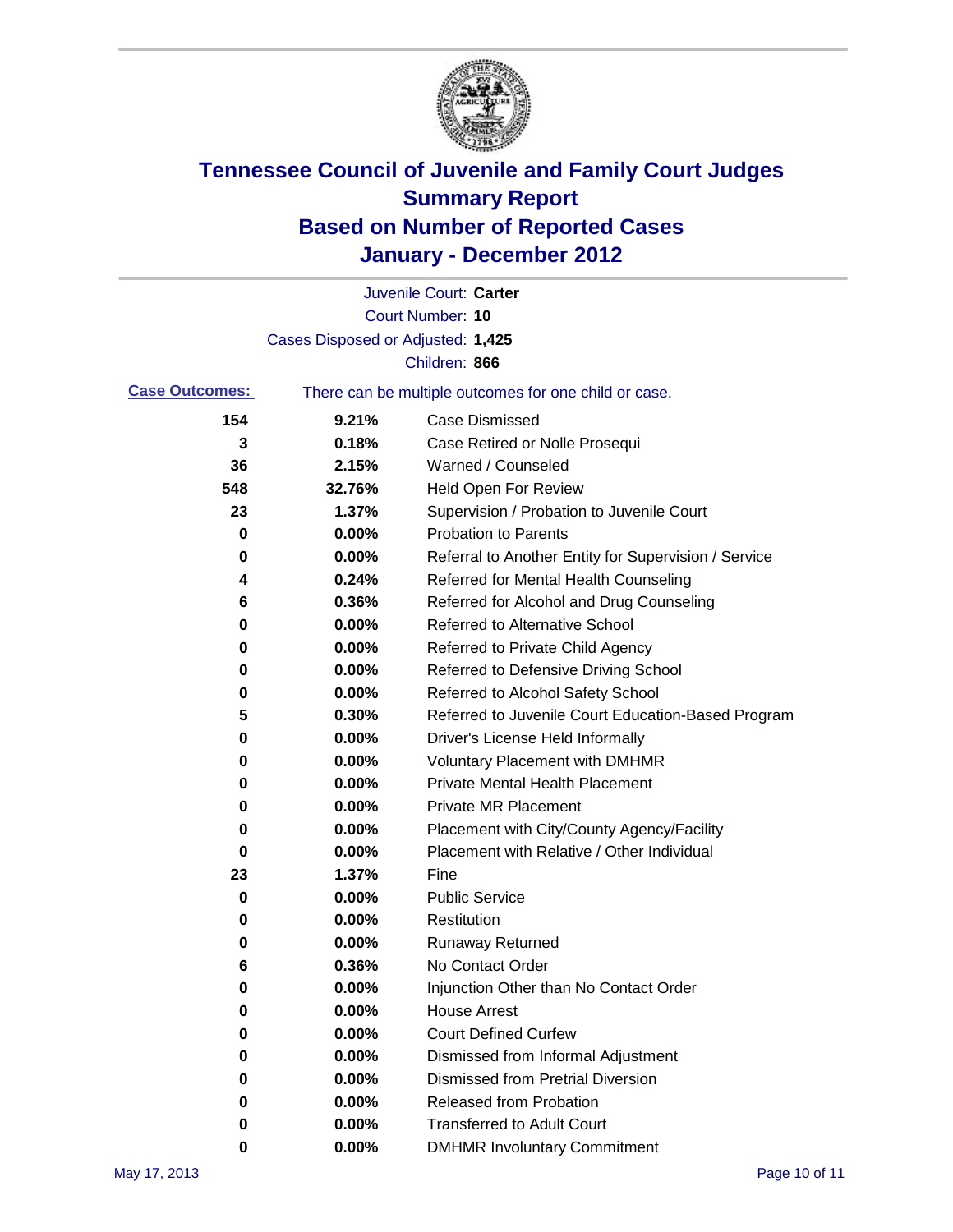# Tennessee Council of Juvenile and Family Court Judges
## Summary Report
## Based on Number of Reported Cases
## January - December 2012

Juvenile Court: **Carter**
Court Number: **10**
Cases Disposed or Adjusted: **1,425**
Children: **866**

**Case Outcomes:** There can be multiple outcomes for one child or case.

| Count | Percent | Outcome |
|---|---|---|
| 154 | 9.21% | Case Dismissed |
| 3 | 0.18% | Case Retired or Nolle Prosequi |
| 36 | 2.15% | Warned / Counseled |
| 548 | 32.76% | Held Open For Review |
| 23 | 1.37% | Supervision / Probation to Juvenile Court |
| 0 | 0.00% | Probation to Parents |
| 0 | 0.00% | Referral to Another Entity for Supervision / Service |
| 4 | 0.24% | Referred for Mental Health Counseling |
| 6 | 0.36% | Referred for Alcohol and Drug Counseling |
| 0 | 0.00% | Referred to Alternative School |
| 0 | 0.00% | Referred to Private Child Agency |
| 0 | 0.00% | Referred to Defensive Driving School |
| 0 | 0.00% | Referred to Alcohol Safety School |
| 5 | 0.30% | Referred to Juvenile Court Education-Based Program |
| 0 | 0.00% | Driver's License Held Informally |
| 0 | 0.00% | Voluntary Placement with DMHMR |
| 0 | 0.00% | Private Mental Health Placement |
| 0 | 0.00% | Private MR Placement |
| 0 | 0.00% | Placement with City/County Agency/Facility |
| 0 | 0.00% | Placement with Relative / Other Individual |
| 23 | 1.37% | Fine |
| 0 | 0.00% | Public Service |
| 0 | 0.00% | Restitution |
| 0 | 0.00% | Runaway Returned |
| 6 | 0.36% | No Contact Order |
| 0 | 0.00% | Injunction Other than No Contact Order |
| 0 | 0.00% | House Arrest |
| 0 | 0.00% | Court Defined Curfew |
| 0 | 0.00% | Dismissed from Informal Adjustment |
| 0 | 0.00% | Dismissed from Pretrial Diversion |
| 0 | 0.00% | Released from Probation |
| 0 | 0.00% | Transferred to Adult Court |
| 0 | 0.00% | DMHMR Involuntary Commitment |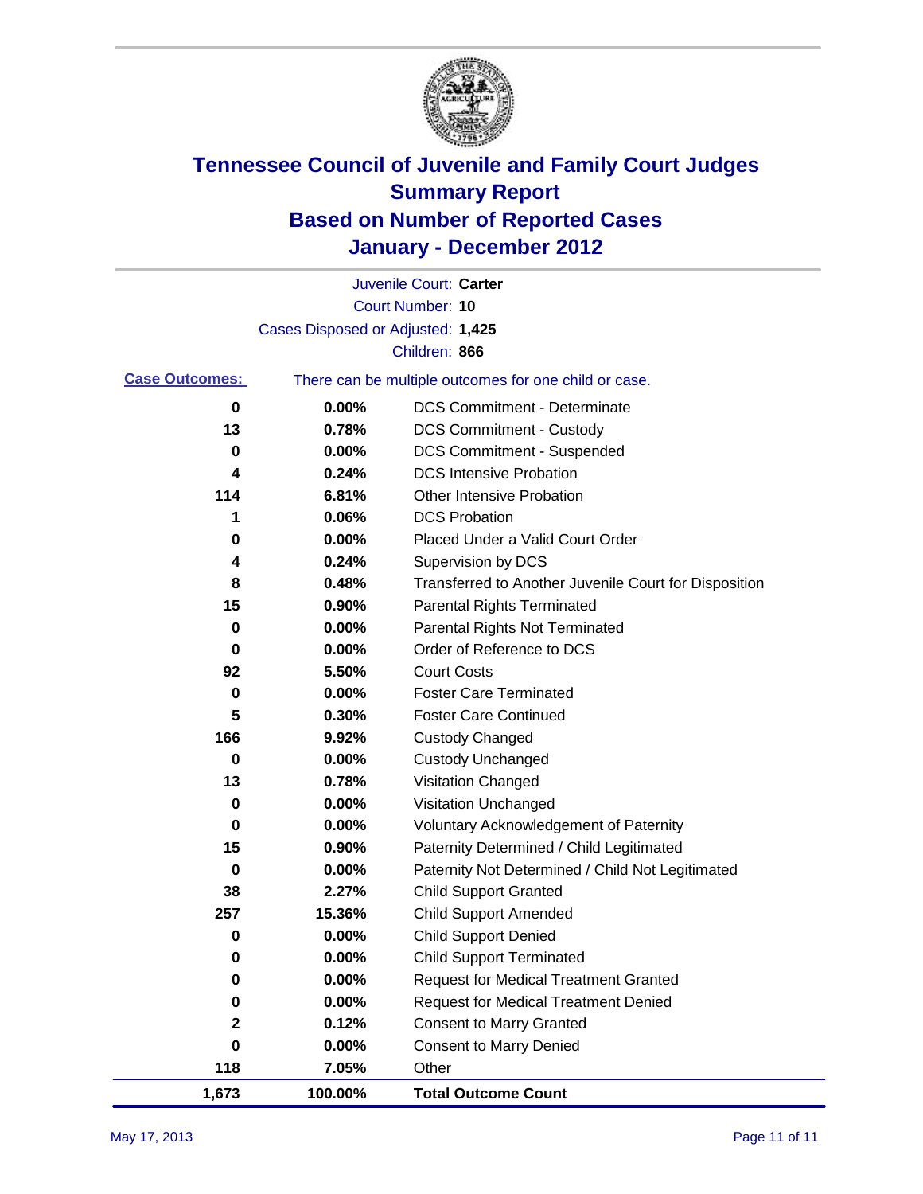# Tennessee Council of Juvenile and Family Court Judges
## Summary Report
## Based on Number of Reported Cases
## January - December 2012

Juvenile Court: **Carter**

Court Number: **10**

Cases Disposed or Adjusted: **1,425**

Children: **866**

| Case Outcomes: | There can be multiple outcomes for one child or case. | |
|---|---|---|
| 0 | 0.00% | DCS Commitment - Determinate |
| 13 | 0.78% | DCS Commitment - Custody |
| 0 | 0.00% | DCS Commitment - Suspended |
| 4 | 0.24% | DCS Intensive Probation |
| 114 | 6.81% | Other Intensive Probation |
| 1 | 0.06% | DCS Probation |
| 0 | 0.00% | Placed Under a Valid Court Order |
| 4 | 0.24% | Supervision by DCS |
| 8 | 0.48% | Transferred to Another Juvenile Court for Disposition |
| 15 | 0.90% | Parental Rights Terminated |
| 0 | 0.00% | Parental Rights Not Terminated |
| 0 | 0.00% | Order of Reference to DCS |
| 92 | 5.50% | Court Costs |
| 0 | 0.00% | Foster Care Terminated |
| 5 | 0.30% | Foster Care Continued |
| 166 | 9.92% | Custody Changed |
| 0 | 0.00% | Custody Unchanged |
| 13 | 0.78% | Visitation Changed |
| 0 | 0.00% | Visitation Unchanged |
| 0 | 0.00% | Voluntary Acknowledgement of Paternity |
| 15 | 0.90% | Paternity Determined / Child Legitimated |
| 0 | 0.00% | Paternity Not Determined / Child Not Legitimated |
| 38 | 2.27% | Child Support Granted |
| 257 | 15.36% | Child Support Amended |
| 0 | 0.00% | Child Support Denied |
| 0 | 0.00% | Child Support Terminated |
| 0 | 0.00% | Request for Medical Treatment Granted |
| 0 | 0.00% | Request for Medical Treatment Denied |
| 2 | 0.12% | Consent to Marry Granted |
| 0 | 0.00% | Consent to Marry Denied |
| 118 | 7.05% | Other |
| **1,673** | **100.00%** | **Total Outcome Count** |